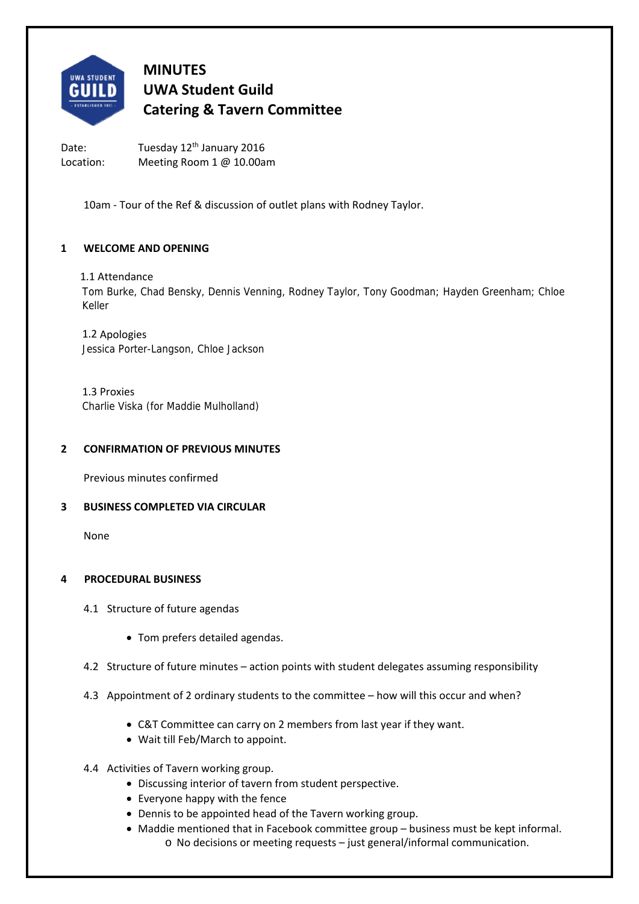# MINUTES
# UWA Student Guild
# Catering & Tavern Committee

Date: Tuesday 12th January 2016
Location: Meeting Room 1 @ 10.00am

10am - Tour of the Ref & discussion of outlet plans with Rodney Taylor.

## 1 WELCOME AND OPENING

1.1 Attendance
Tom Burke, Chad Bensky, Dennis Venning, Rodney Taylor, Tony Goodman; Hayden Greenham; Chloe Keller

1.2 Apologies
Jessica Porter-Langson, Chloe Jackson

1.3 Proxies
Charlie Viska (for Maddie Mulholland)

## 2 CONFIRMATION OF PREVIOUS MINUTES

Previous minutes confirmed

## 3 BUSINESS COMPLETED VIA CIRCULAR

None

## 4 PROCEDURAL BUSINESS

4.1 Structure of future agendas

- Tom prefers detailed agendas.

4.2 Structure of future minutes – action points with student delegates assuming responsibility

4.3 Appointment of 2 ordinary students to the committee – how will this occur and when?

- C&T Committee can carry on 2 members from last year if they want.
- Wait till Feb/March to appoint.

4.4 Activities of Tavern working group.

- Discussing interior of tavern from student perspective.
- Everyone happy with the fence
- Dennis to be appointed head of the Tavern working group.
- Maddie mentioned that in Facebook committee group – business must be kept informal.
  - No decisions or meeting requests – just general/informal communication.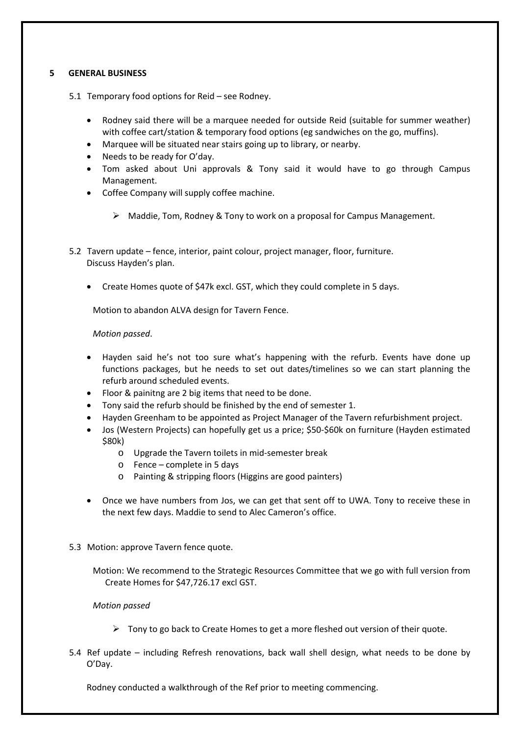## 5 GENERAL BUSINESS

5.1 Temporary food options for Reid – see Rodney.

- Rodney said there will be a marquee needed for outside Reid (suitable for summer weather) with coffee cart/station & temporary food options (eg sandwiches on the go, muffins).
- Marquee will be situated near stairs going up to library, or nearby.
- Needs to be ready for O'day.
- Tom asked about Uni approvals & Tony said it would have to go through Campus Management.
- Coffee Company will supply coffee machine.

  - ➢ Maddie, Tom, Rodney & Tony to work on a proposal for Campus Management.

5.2 Tavern update – fence, interior, paint colour, project manager, floor, furniture.
Discuss Hayden's plan.

- Create Homes quote of $47k excl. GST, which they could complete in 5 days.

Motion to abandon ALVA design for Tavern Fence.

*Motion passed*.

- Hayden said he's not too sure what's happening with the refurb. Events have done up functions packages, but he needs to set out dates/timelines so we can start planning the refurb around scheduled events.
- Floor & painitng are 2 big items that need to be done.
- Tony said the refurb should be finished by the end of semester 1.
- Hayden Greenham to be appointed as Project Manager of the Tavern refurbishment project.
- Jos (Western Projects) can hopefully get us a price; $50-$60k on furniture (Hayden estimated $80k)
  - o Upgrade the Tavern toilets in mid-semester break
  - o Fence – complete in 5 days
  - o Painting & stripping floors (Higgins are good painters)

- Once we have numbers from Jos, we can get that sent off to UWA. Tony to receive these in the next few days. Maddie to send to Alec Cameron's office.

5.3 Motion: approve Tavern fence quote.

Motion: We recommend to the Strategic Resources Committee that we go with full version from Create Homes for $47,726.17 excl GST.

*Motion passed*

- ➢ Tony to go back to Create Homes to get a more fleshed out version of their quote.

5.4 Ref update – including Refresh renovations, back wall shell design, what needs to be done by O'Day.

Rodney conducted a walkthrough of the Ref prior to meeting commencing.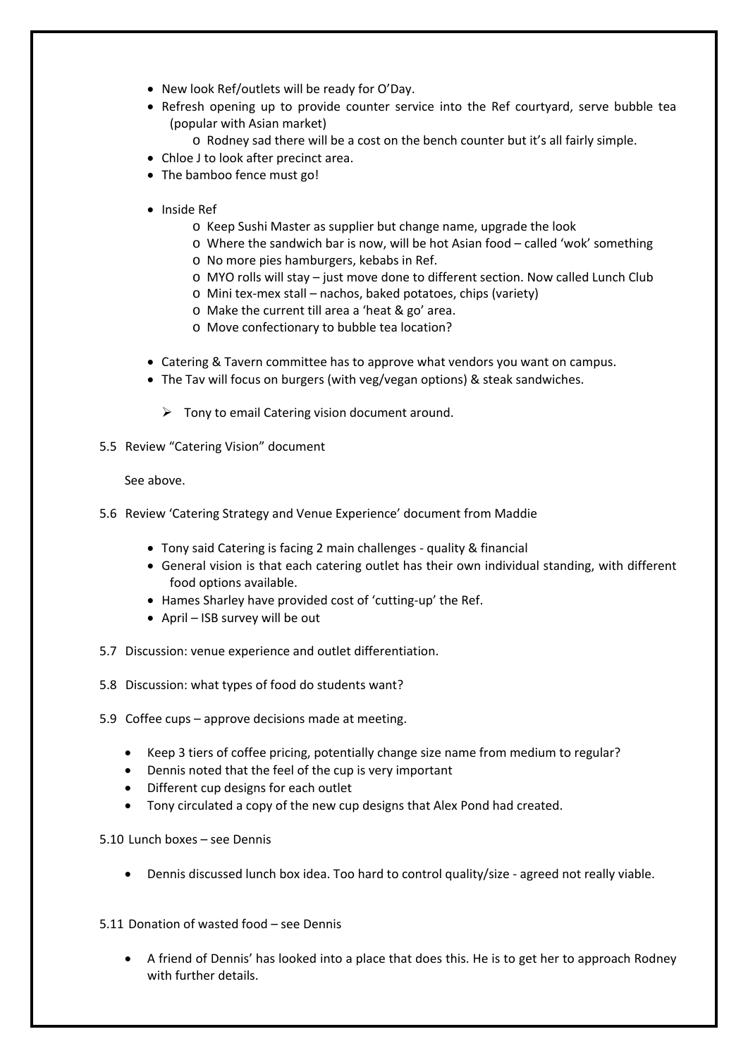- New look Ref/outlets will be ready for O'Day.
- Refresh opening up to provide counter service into the Ref courtyard, serve bubble tea (popular with Asian market)
    - Rodney sad there will be a cost on the bench counter but it's all fairly simple.
- Chloe J to look after precinct area.
- The bamboo fence must go!

- Inside Ref
    - Keep Sushi Master as supplier but change name, upgrade the look
    - Where the sandwich bar is now, will be hot Asian food – called 'wok' something
    - No more pies hamburgers, kebabs in Ref.
    - MYO rolls will stay – just move done to different section. Now called Lunch Club
    - Mini tex-mex stall – nachos, baked potatoes, chips (variety)
    - Make the current till area a 'heat & go' area.
    - Move confectionary to bubble tea location?

- Catering & Tavern committee has to approve what vendors you want on campus.
- The Tav will focus on burgers (with veg/vegan options) & steak sandwiches.

    - ➢ Tony to email Catering vision document around.

5.5 Review "Catering Vision" document

See above.

5.6 Review 'Catering Strategy and Venue Experience' document from Maddie

- Tony said Catering is facing 2 main challenges - quality & financial
- General vision is that each catering outlet has their own individual standing, with different food options available.
- Hames Sharley have provided cost of 'cutting-up' the Ref.
- April – ISB survey will be out

5.7 Discussion: venue experience and outlet differentiation.

5.8 Discussion: what types of food do students want?

5.9 Coffee cups – approve decisions made at meeting.

- Keep 3 tiers of coffee pricing, potentially change size name from medium to regular?
- Dennis noted that the feel of the cup is very important
- Different cup designs for each outlet
- Tony circulated a copy of the new cup designs that Alex Pond had created.

5.10 Lunch boxes – see Dennis

- Dennis discussed lunch box idea. Too hard to control quality/size - agreed not really viable.

5.11 Donation of wasted food – see Dennis

- A friend of Dennis' has looked into a place that does this. He is to get her to approach Rodney with further details.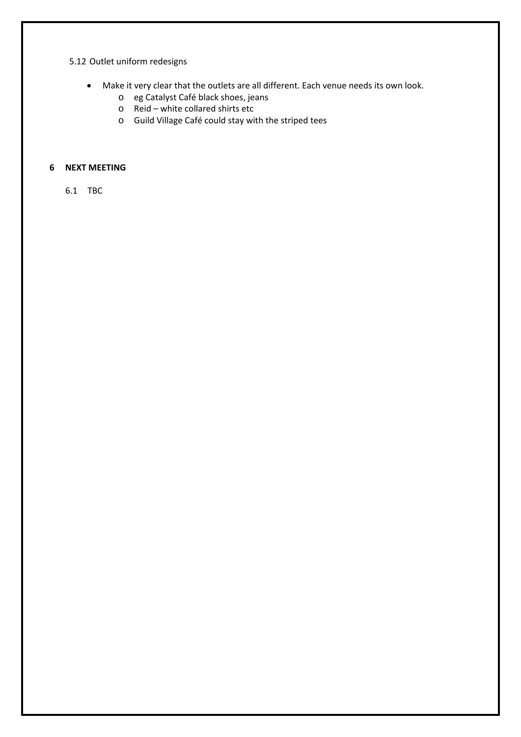5.12 Outlet uniform redesigns

- Make it very clear that the outlets are all different. Each venue needs its own look.
  - eg Catalyst Café black shoes, jeans
  - Reid – white collared shirts etc
  - Guild Village Café could stay with the striped tees

**6 NEXT MEETING**

6.1 TBC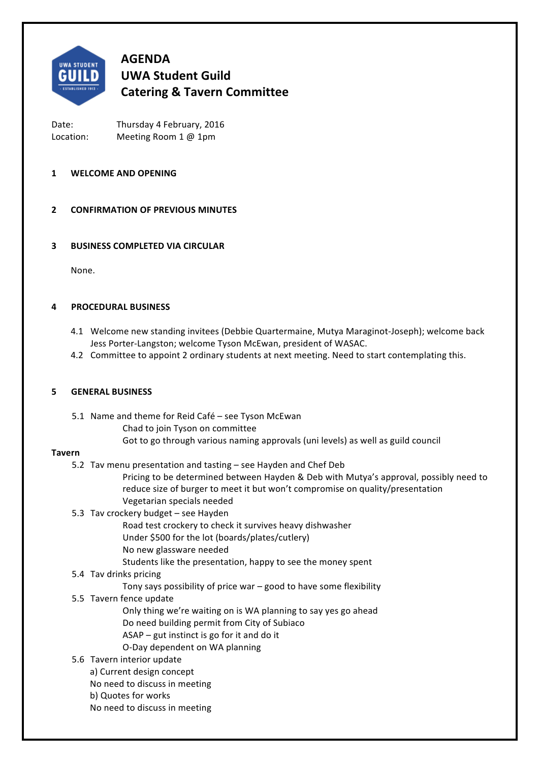# AGENDA
# UWA Student Guild
# Catering & Tavern Committee

Date: Thursday 4 February, 2016
Location: Meeting Room 1 @ 1pm

## 1 WELCOME AND OPENING

## 2 CONFIRMATION OF PREVIOUS MINUTES

## 3 BUSINESS COMPLETED VIA CIRCULAR

None.

## 4 PROCEDURAL BUSINESS

4.1 Welcome new standing invitees (Debbie Quartermaine, Mutya Maraginot-Joseph); welcome back Jess Porter-Langston; welcome Tyson McEwan, president of WASAC.

4.2 Committee to appoint 2 ordinary students at next meeting. Need to start contemplating this.

## 5 GENERAL BUSINESS

5.1 Name and theme for Reid Café – see Tyson McEwan
- Chad to join Tyson on committee
- Got to go through various naming approvals (uni levels) as well as guild council

**Tavern**

5.2 Tav menu presentation and tasting – see Hayden and Chef Deb
- Pricing to be determined between Hayden & Deb with Mutya's approval, possibly need to reduce size of burger to meet it but won't compromise on quality/presentation
- Vegetarian specials needed

5.3 Tav crockery budget – see Hayden
- Road test crockery to check it survives heavy dishwasher
- Under $500 for the lot (boards/plates/cutlery)
- No new glassware needed
- Students like the presentation, happy to see the money spent

5.4 Tav drinks pricing
- Tony says possibility of price war – good to have some flexibility

5.5 Tavern fence update
- Only thing we're waiting on is WA planning to say yes go ahead
- Do need building permit from City of Subiaco
- ASAP – gut instinct is go for it and do it
- O-Day dependent on WA planning

5.6 Tavern interior update

a) Current design concept
No need to discuss in meeting

b) Quotes for works
No need to discuss in meeting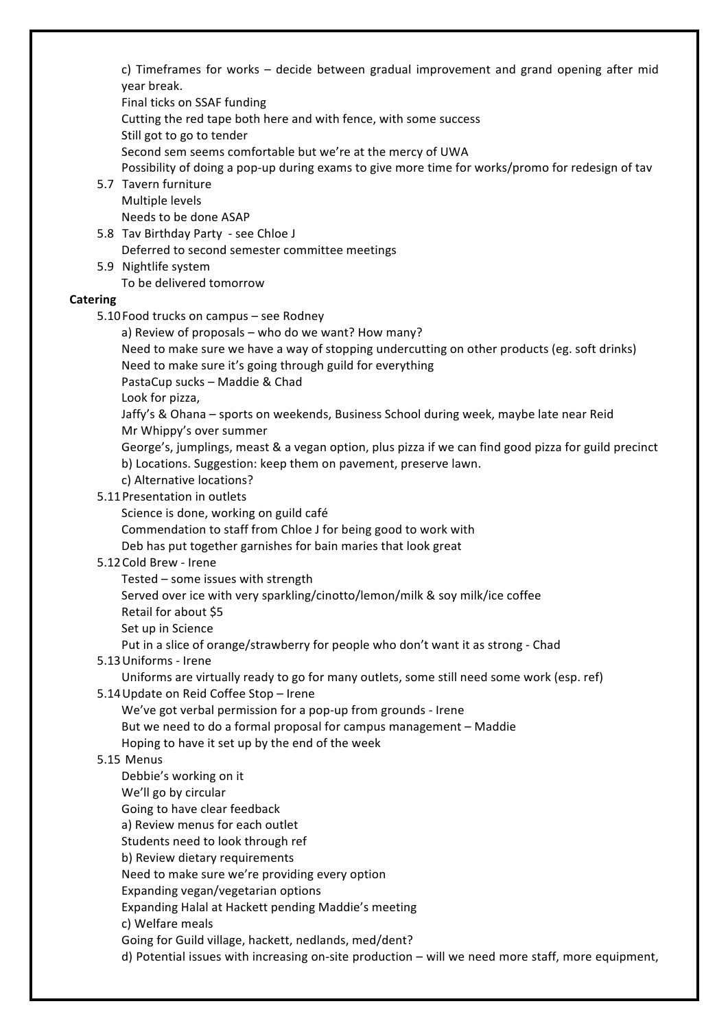c) Timeframes for works – decide between gradual improvement and grand opening after mid year break.

Final ticks on SSAF funding

Cutting the red tape both here and with fence, with some success

Still got to go to tender

Second sem seems comfortable but we're at the mercy of UWA

Possibility of doing a pop-up during exams to give more time for works/promo for redesign of tav

5.7 Tavern furniture

Multiple levels

Needs to be done ASAP

5.8 Tav Birthday Party - see Chloe J

Deferred to second semester committee meetings

5.9 Nightlife system

To be delivered tomorrow

**Catering**

5.10 Food trucks on campus – see Rodney

a) Review of proposals – who do we want? How many?

Need to make sure we have a way of stopping undercutting on other products (eg. soft drinks)

Need to make sure it's going through guild for everything

PastaCup sucks – Maddie & Chad

Look for pizza,

Jaffy's & Ohana – sports on weekends, Business School during week, maybe late near Reid

Mr Whippy's over summer

George's, jumplings, meast & a vegan option, plus pizza if we can find good pizza for guild precinct

b) Locations. Suggestion: keep them on pavement, preserve lawn.

c) Alternative locations?

5.11 Presentation in outlets

Science is done, working on guild café

Commendation to staff from Chloe J for being good to work with

Deb has put together garnishes for bain maries that look great

5.12 Cold Brew - Irene

Tested – some issues with strength

Served over ice with very sparkling/cinotto/lemon/milk & soy milk/ice coffee

Retail for about $5

Set up in Science

Put in a slice of orange/strawberry for people who don't want it as strong - Chad

5.13 Uniforms - Irene

Uniforms are virtually ready to go for many outlets, some still need some work (esp. ref)

5.14 Update on Reid Coffee Stop – Irene

We've got verbal permission for a pop-up from grounds - Irene

But we need to do a formal proposal for campus management – Maddie

Hoping to have it set up by the end of the week

5.15 Menus

Debbie's working on it

We'll go by circular

Going to have clear feedback

a) Review menus for each outlet

Students need to look through ref

b) Review dietary requirements

Need to make sure we're providing every option

Expanding vegan/vegetarian options

Expanding Halal at Hackett pending Maddie's meeting

c) Welfare meals

Going for Guild village, hackett, nedlands, med/dent?

d) Potential issues with increasing on-site production – will we need more staff, more equipment,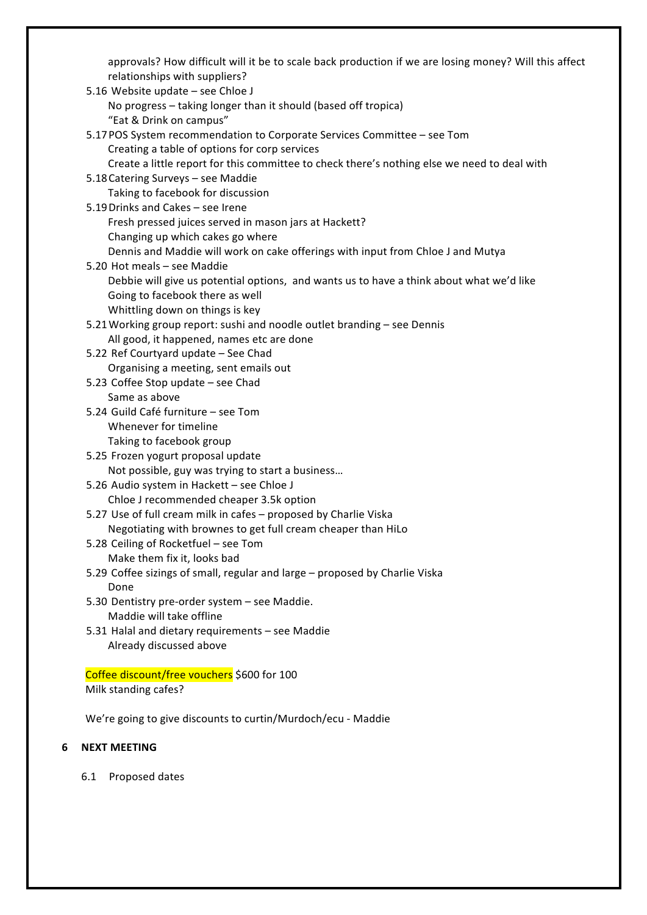approvals? How difficult will it be to scale back production if we are losing money? Will this affect relationships with suppliers?

5.16 Website update – see Chloe J
  No progress – taking longer than it should (based off tropica)
  "Eat & Drink on campus"

5.17 POS System recommendation to Corporate Services Committee – see Tom
  Creating a table of options for corp services
  Create a little report for this committee to check there's nothing else we need to deal with

5.18 Catering Surveys – see Maddie
  Taking to facebook for discussion

5.19 Drinks and Cakes – see Irene
  Fresh pressed juices served in mason jars at Hackett?
  Changing up which cakes go where
  Dennis and Maddie will work on cake offerings with input from Chloe J and Mutya

5.20 Hot meals – see Maddie
  Debbie will give us potential options, and wants us to have a think about what we'd like
  Going to facebook there as well
  Whittling down on things is key

5.21 Working group report: sushi and noodle outlet branding – see Dennis
  All good, it happened, names etc are done

5.22 Ref Courtyard update – See Chad
  Organising a meeting, sent emails out

5.23 Coffee Stop update – see Chad
  Same as above

5.24 Guild Café furniture – see Tom
  Whenever for timeline
  Taking to facebook group

5.25 Frozen yogurt proposal update
  Not possible, guy was trying to start a business…

5.26 Audio system in Hackett – see Chloe J
  Chloe J recommended cheaper 3.5k option

5.27 Use of full cream milk in cafes – proposed by Charlie Viska
  Negotiating with brownes to get full cream cheaper than HiLo

5.28 Ceiling of Rocketfuel – see Tom
  Make them fix it, looks bad

5.29 Coffee sizings of small, regular and large – proposed by Charlie Viska
  Done

5.30 Dentistry pre-order system – see Maddie.
  Maddie will take offline

5.31 Halal and dietary requirements – see Maddie
  Already discussed above

Coffee discount/free vouchers $600 for 100
Milk standing cafes?

We're going to give discounts to curtin/Murdoch/ecu - Maddie

## 6 NEXT MEETING

6.1 Proposed dates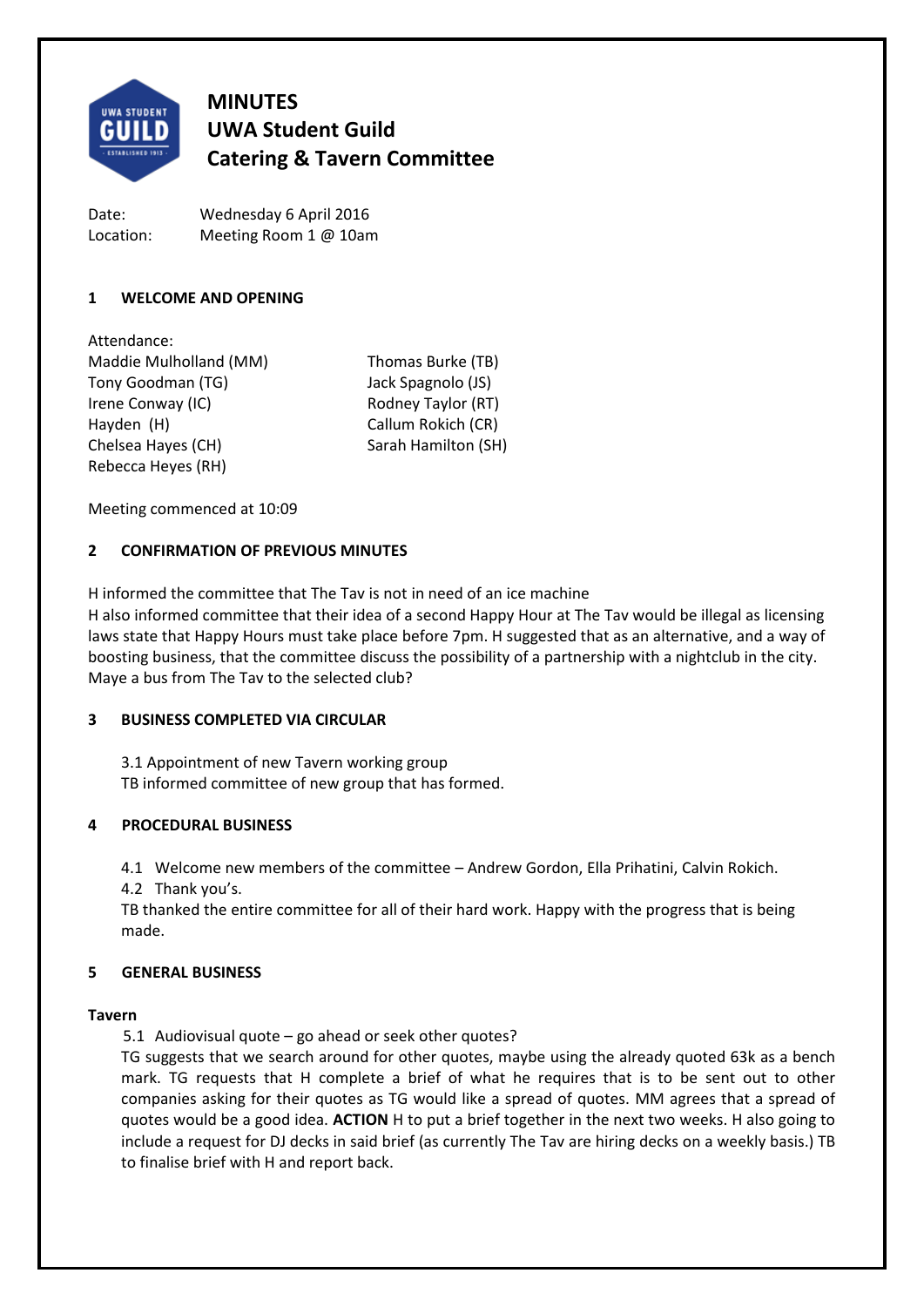# MINUTES
# UWA Student Guild
# Catering & Tavern Committee

Date: Wednesday 6 April 2016
Location: Meeting Room 1 @ 10am

## 1 WELCOME AND OPENING

Attendance:

Maddie Mulholland (MM)
Tony Goodman (TG)
Irene Conway (IC)
Hayden (H)
Chelsea Hayes (CH)
Rebecca Heyes (RH)
Thomas Burke (TB)
Jack Spagnolo (JS)
Rodney Taylor (RT)
Callum Rokich (CR)
Sarah Hamilton (SH)

Meeting commenced at 10:09

## 2 CONFIRMATION OF PREVIOUS MINUTES

H informed the committee that The Tav is not in need of an ice machine
H also informed committee that their idea of a second Happy Hour at The Tav would be illegal as licensing laws state that Happy Hours must take place before 7pm. H suggested that as an alternative, and a way of boosting business, that the committee discuss the possibility of a partnership with a nightclub in the city. Maye a bus from The Tav to the selected club?

## 3 BUSINESS COMPLETED VIA CIRCULAR

3.1 Appointment of new Tavern working group
TB informed committee of new group that has formed.

## 4 PROCEDURAL BUSINESS

4.1 Welcome new members of the committee – Andrew Gordon, Ella Prihatini, Calvin Rokich.
4.2 Thank you's.
TB thanked the entire committee for all of their hard work. Happy with the progress that is being made.

## 5 GENERAL BUSINESS

**Tavern**

5.1 Audiovisual quote – go ahead or seek other quotes?
TG suggests that we search around for other quotes, maybe using the already quoted 63k as a bench mark. TG requests that H complete a brief of what he requires that is to be sent out to other companies asking for their quotes as TG would like a spread of quotes. MM agrees that a spread of quotes would be a good idea. **ACTION** H to put a brief together in the next two weeks. H also going to include a request for DJ decks in said brief (as currently The Tav are hiring decks on a weekly basis.) TB to finalise brief with H and report back.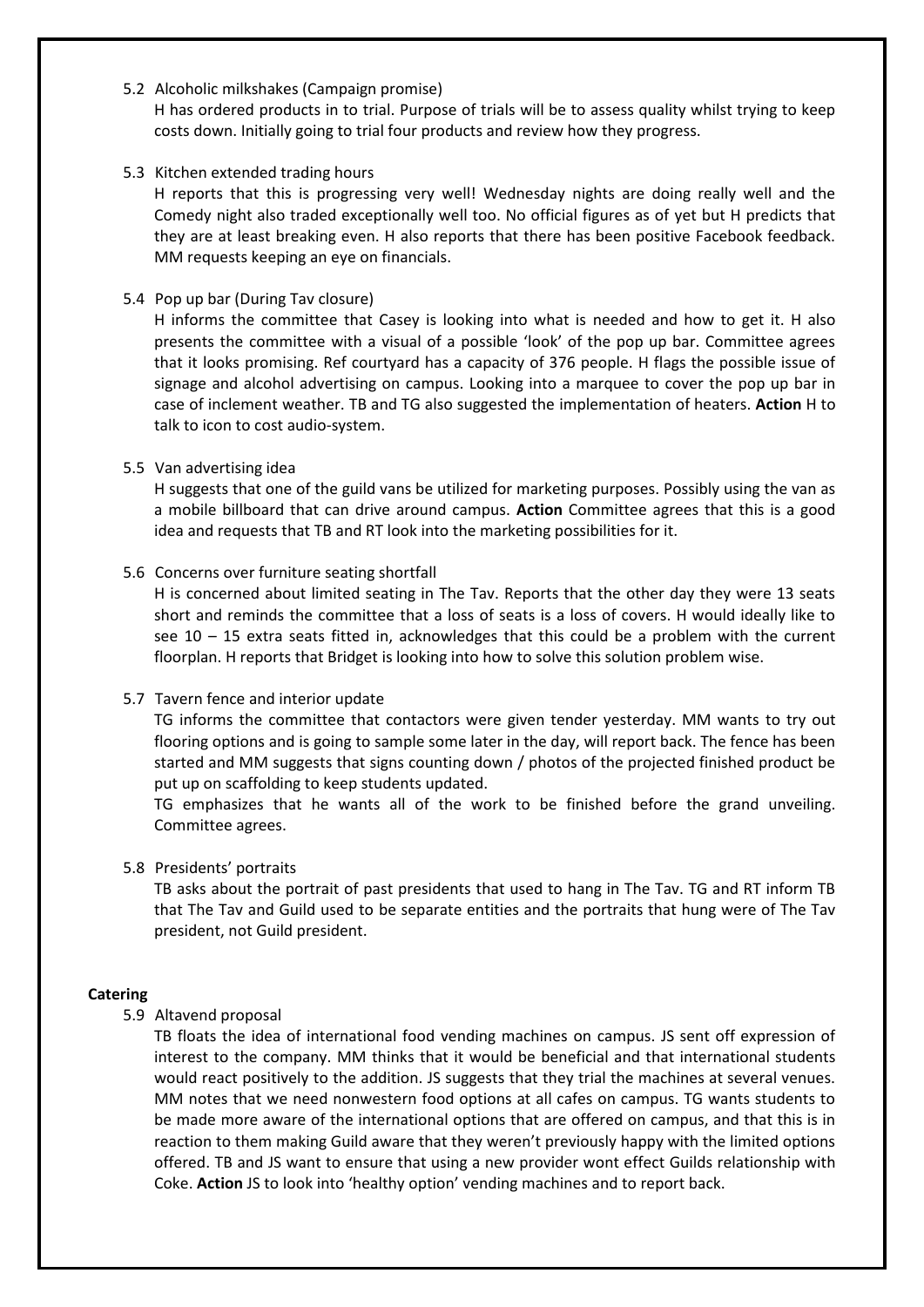5.2 Alcoholic milkshakes (Campaign promise)

H has ordered products in to trial. Purpose of trials will be to assess quality whilst trying to keep costs down. Initially going to trial four products and review how they progress.

5.3 Kitchen extended trading hours

H reports that this is progressing very well! Wednesday nights are doing really well and the Comedy night also traded exceptionally well too. No official figures as of yet but H predicts that they are at least breaking even. H also reports that there has been positive Facebook feedback. MM requests keeping an eye on financials.

5.4 Pop up bar (During Tav closure)

H informs the committee that Casey is looking into what is needed and how to get it. H also presents the committee with a visual of a possible 'look' of the pop up bar. Committee agrees that it looks promising. Ref courtyard has a capacity of 376 people. H flags the possible issue of signage and alcohol advertising on campus. Looking into a marquee to cover the pop up bar in case of inclement weather. TB and TG also suggested the implementation of heaters. **Action** H to talk to icon to cost audio-system.

5.5 Van advertising idea

H suggests that one of the guild vans be utilized for marketing purposes. Possibly using the van as a mobile billboard that can drive around campus. **Action** Committee agrees that this is a good idea and requests that TB and RT look into the marketing possibilities for it.

5.6 Concerns over furniture seating shortfall

H is concerned about limited seating in The Tav. Reports that the other day they were 13 seats short and reminds the committee that a loss of seats is a loss of covers. H would ideally like to see 10 – 15 extra seats fitted in, acknowledges that this could be a problem with the current floorplan. H reports that Bridget is looking into how to solve this solution problem wise.

5.7 Tavern fence and interior update

TG informs the committee that contactors were given tender yesterday. MM wants to try out flooring options and is going to sample some later in the day, will report back. The fence has been started and MM suggests that signs counting down / photos of the projected finished product be put up on scaffolding to keep students updated.

TG emphasizes that he wants all of the work to be finished before the grand unveiling. Committee agrees.

5.8 Presidents' portraits

TB asks about the portrait of past presidents that used to hang in The Tav. TG and RT inform TB that The Tav and Guild used to be separate entities and the portraits that hung were of The Tav president, not Guild president.

**Catering**

5.9 Altavend proposal

TB floats the idea of international food vending machines on campus. JS sent off expression of interest to the company. MM thinks that it would be beneficial and that international students would react positively to the addition. JS suggests that they trial the machines at several venues. MM notes that we need nonwestern food options at all cafes on campus. TG wants students to be made more aware of the international options that are offered on campus, and that this is in reaction to them making Guild aware that they weren't previously happy with the limited options offered. TB and JS want to ensure that using a new provider wont effect Guilds relationship with Coke. **Action** JS to look into 'healthy option' vending machines and to report back.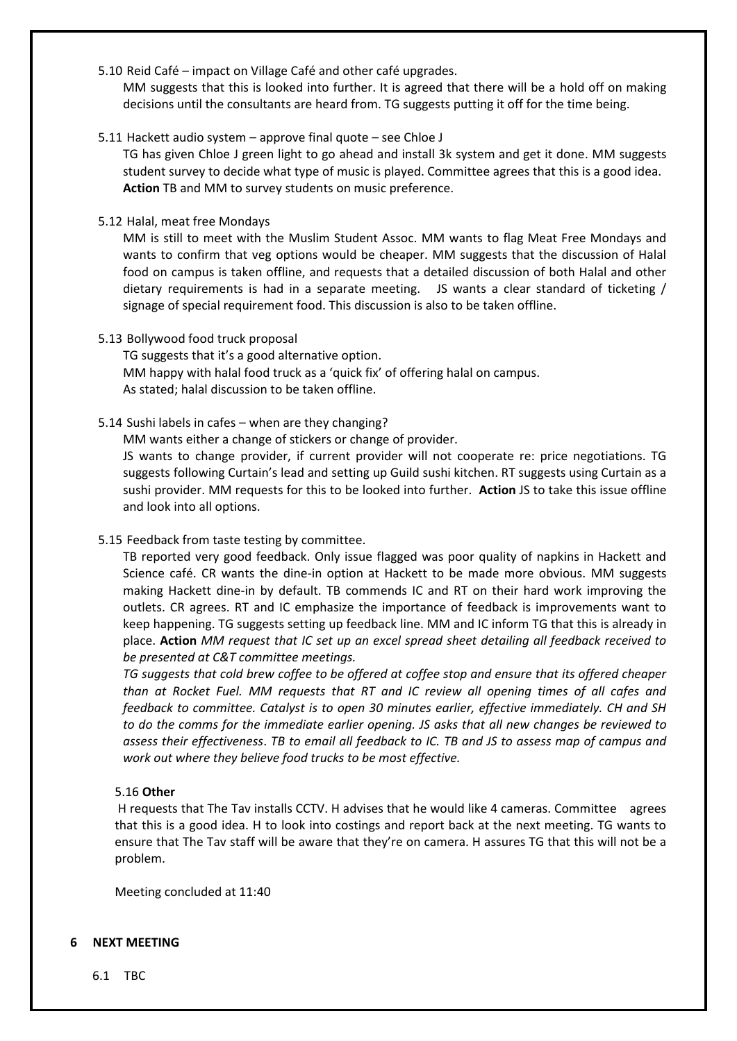5.10 Reid Café – impact on Village Café and other café upgrades.

MM suggests that this is looked into further. It is agreed that there will be a hold off on making decisions until the consultants are heard from. TG suggests putting it off for the time being.

5.11 Hackett audio system – approve final quote – see Chloe J

TG has given Chloe J green light to go ahead and install 3k system and get it done. MM suggests student survey to decide what type of music is played. Committee agrees that this is a good idea. **Action** TB and MM to survey students on music preference.

5.12 Halal, meat free Mondays

MM is still to meet with the Muslim Student Assoc. MM wants to flag Meat Free Mondays and wants to confirm that veg options would be cheaper. MM suggests that the discussion of Halal food on campus is taken offline, and requests that a detailed discussion of both Halal and other dietary requirements is had in a separate meeting. JS wants a clear standard of ticketing / signage of special requirement food. This discussion is also to be taken offline.

5.13 Bollywood food truck proposal

TG suggests that it's a good alternative option.
MM happy with halal food truck as a 'quick fix' of offering halal on campus.
As stated; halal discussion to be taken offline.

5.14 Sushi labels in cafes – when are they changing?

MM wants either a change of stickers or change of provider.
JS wants to change provider, if current provider will not cooperate re: price negotiations. TG suggests following Curtain's lead and setting up Guild sushi kitchen. RT suggests using Curtain as a sushi provider. MM requests for this to be looked into further. **Action** JS to take this issue offline and look into all options.

5.15 Feedback from taste testing by committee.

TB reported very good feedback. Only issue flagged was poor quality of napkins in Hackett and Science café. CR wants the dine-in option at Hackett to be made more obvious. MM suggests making Hackett dine-in by default. TB commends IC and RT on their hard work improving the outlets. CR agrees. RT and IC emphasize the importance of feedback is improvements want to keep happening. TG suggests setting up feedback line. MM and IC inform TG that this is already in place. **Action** *MM request that IC set up an excel spread sheet detailing all feedback received to be presented at C&T committee meetings.*

*TG suggests that cold brew coffee to be offered at coffee stop and ensure that its offered cheaper than at Rocket Fuel. MM requests that RT and IC review all opening times of all cafes and feedback to committee. Catalyst is to open 30 minutes earlier, effective immediately. CH and SH to do the comms for the immediate earlier opening. JS asks that all new changes be reviewed to assess their effectiveness. TB to email all feedback to IC. TB and JS to assess map of campus and work out where they believe food trucks to be most effective.*

5.16 **Other**

H requests that The Tav installs CCTV. H advises that he would like 4 cameras. Committee agrees that this is a good idea. H to look into costings and report back at the next meeting. TG wants to ensure that The Tav staff will be aware that they're on camera. H assures TG that this will not be a problem.

Meeting concluded at 11:40

## 6 NEXT MEETING

6.1 TBC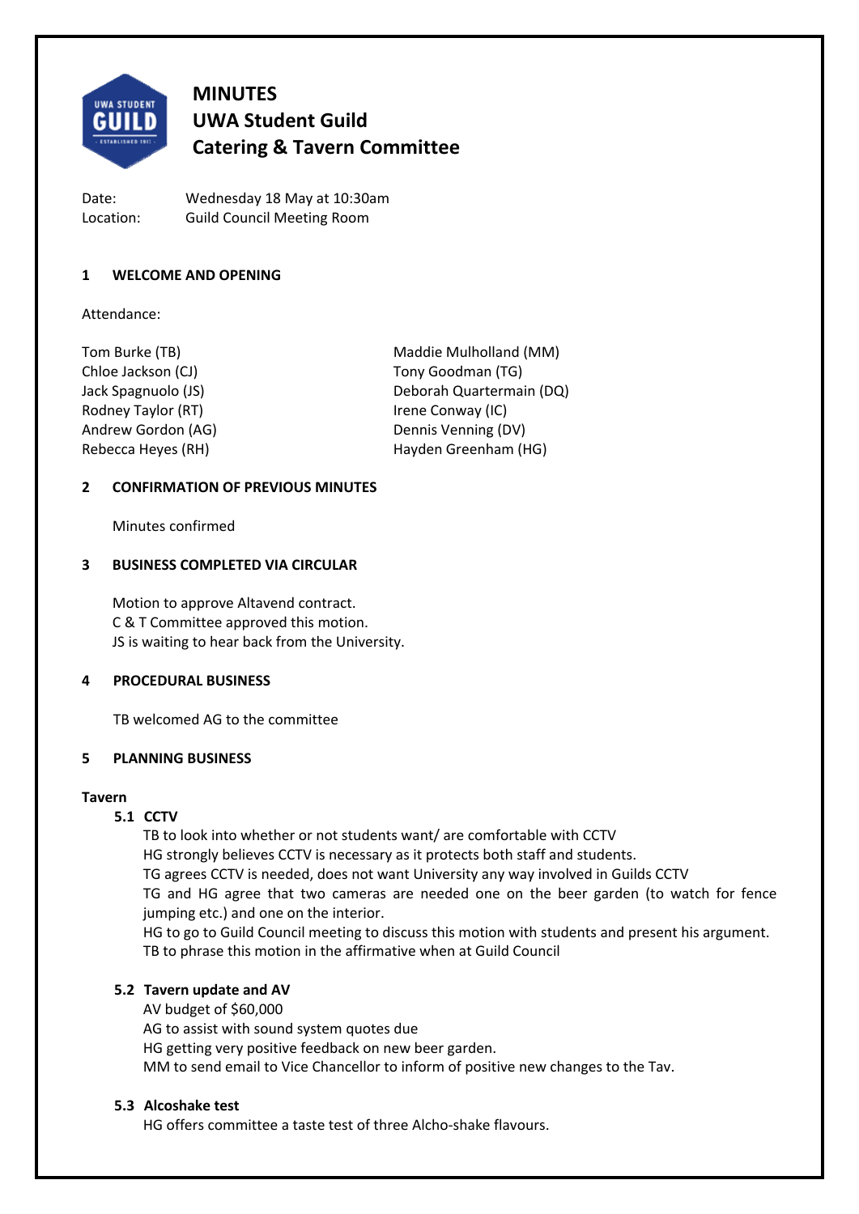# MINUTES
# UWA Student Guild
# Catering & Tavern Committee

Date: Wednesday 18 May at 10:30am
Location: Guild Council Meeting Room

## 1 WELCOME AND OPENING

Attendance:

Tom Burke (TB)
Chloe Jackson (CJ)
Jack Spagnuolo (JS)
Rodney Taylor (RT)
Andrew Gordon (AG)
Rebecca Heyes (RH)
Maddie Mulholland (MM)
Tony Goodman (TG)
Deborah Quartermain (DQ)
Irene Conway (IC)
Dennis Venning (DV)
Hayden Greenham (HG)

## 2 CONFIRMATION OF PREVIOUS MINUTES

Minutes confirmed

## 3 BUSINESS COMPLETED VIA CIRCULAR

Motion to approve Altavend contract.
C & T Committee approved this motion.
JS is waiting to hear back from the University.

## 4 PROCEDURAL BUSINESS

TB welcomed AG to the committee

## 5 PLANNING BUSINESS

**Tavern**

### 5.1 CCTV

TB to look into whether or not students want/ are comfortable with CCTV
HG strongly believes CCTV is necessary as it protects both staff and students.
TG agrees CCTV is needed, does not want University any way involved in Guilds CCTV
TG and HG agree that two cameras are needed one on the beer garden (to watch for fence jumping etc.) and one on the interior.
HG to go to Guild Council meeting to discuss this motion with students and present his argument.
TB to phrase this motion in the affirmative when at Guild Council

### 5.2 Tavern update and AV

AV budget of $60,000
AG to assist with sound system quotes due
HG getting very positive feedback on new beer garden.
MM to send email to Vice Chancellor to inform of positive new changes to the Tav.

### 5.3 Alcoshake test

HG offers committee a taste test of three Alcho-shake flavours.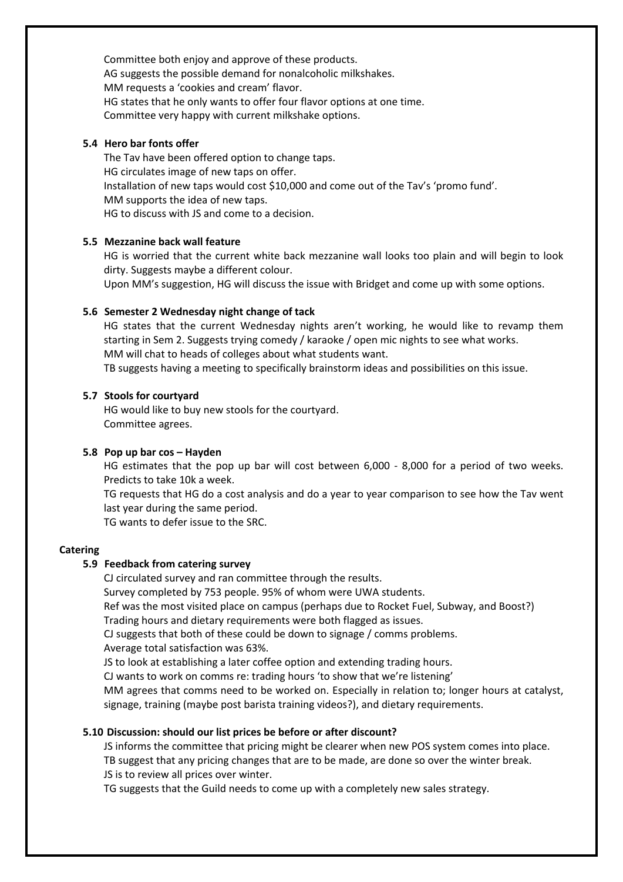Committee both enjoy and approve of these products.
AG suggests the possible demand for nonalcoholic milkshakes.
MM requests a 'cookies and cream' flavor.
HG states that he only wants to offer four flavor options at one time.
Committee very happy with current milkshake options.

### 5.4 Hero bar fonts offer

The Tav have been offered option to change taps.
HG circulates image of new taps on offer.
Installation of new taps would cost $10,000 and come out of the Tav's 'promo fund'.
MM supports the idea of new taps.
HG to discuss with JS and come to a decision.

### 5.5 Mezzanine back wall feature

HG is worried that the current white back mezzanine wall looks too plain and will begin to look dirty. Suggests maybe a different colour.
Upon MM's suggestion, HG will discuss the issue with Bridget and come up with some options.

### 5.6 Semester 2 Wednesday night change of tack

HG states that the current Wednesday nights aren't working, he would like to revamp them starting in Sem 2. Suggests trying comedy / karaoke / open mic nights to see what works.
MM will chat to heads of colleges about what students want.
TB suggests having a meeting to specifically brainstorm ideas and possibilities on this issue.

### 5.7 Stools for courtyard

HG would like to buy new stools for the courtyard.
Committee agrees.

### 5.8 Pop up bar cos – Hayden

HG estimates that the pop up bar will cost between 6,000 - 8,000 for a period of two weeks. Predicts to take 10k a week.
TG requests that HG do a cost analysis and do a year to year comparison to see how the Tav went last year during the same period.
TG wants to defer issue to the SRC.

## Catering

### 5.9 Feedback from catering survey

CJ circulated survey and ran committee through the results.
Survey completed by 753 people. 95% of whom were UWA students.
Ref was the most visited place on campus (perhaps due to Rocket Fuel, Subway, and Boost?)
Trading hours and dietary requirements were both flagged as issues.
CJ suggests that both of these could be down to signage / comms problems.
Average total satisfaction was 63%.
JS to look at establishing a later coffee option and extending trading hours.
CJ wants to work on comms re: trading hours 'to show that we're listening'
MM agrees that comms need to be worked on. Especially in relation to; longer hours at catalyst, signage, training (maybe post barista training videos?), and dietary requirements.

### 5.10 Discussion: should our list prices be before or after discount?

JS informs the committee that pricing might be clearer when new POS system comes into place.
TB suggest that any pricing changes that are to be made, are done so over the winter break.
JS is to review all prices over winter.
TG suggests that the Guild needs to come up with a completely new sales strategy.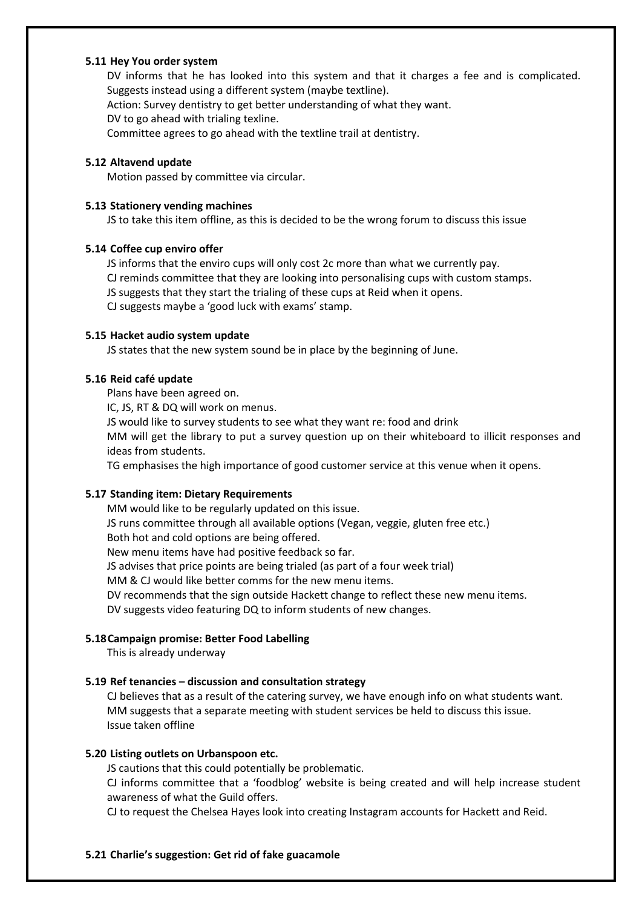**5.11 Hey You order system**

DV informs that he has looked into this system and that it charges a fee and is complicated. Suggests instead using a different system (maybe textline).
Action: Survey dentistry to get better understanding of what they want.
DV to go ahead with trialing texline.
Committee agrees to go ahead with the textline trail at dentistry.

**5.12 Altavend update**

Motion passed by committee via circular.

**5.13 Stationery vending machines**

JS to take this item offline, as this is decided to be the wrong forum to discuss this issue

**5.14 Coffee cup enviro offer**

JS informs that the enviro cups will only cost 2c more than what we currently pay.
CJ reminds committee that they are looking into personalising cups with custom stamps.
JS suggests that they start the trialing of these cups at Reid when it opens.
CJ suggests maybe a 'good luck with exams' stamp.

**5.15 Hacket audio system update**

JS states that the new system sound be in place by the beginning of June.

**5.16 Reid café update**

Plans have been agreed on.
IC, JS, RT & DQ will work on menus.
JS would like to survey students to see what they want re: food and drink
MM will get the library to put a survey question up on their whiteboard to illicit responses and ideas from students.
TG emphasises the high importance of good customer service at this venue when it opens.

**5.17 Standing item: Dietary Requirements**

MM would like to be regularly updated on this issue.
JS runs committee through all available options (Vegan, veggie, gluten free etc.)
Both hot and cold options are being offered.
New menu items have had positive feedback so far.
JS advises that price points are being trialed (as part of a four week trial)
MM & CJ would like better comms for the new menu items.
DV recommends that the sign outside Hackett change to reflect these new menu items.
DV suggests video featuring DQ to inform students of new changes.

**5.18 Campaign promise: Better Food Labelling**

This is already underway

**5.19 Ref tenancies – discussion and consultation strategy**

CJ believes that as a result of the catering survey, we have enough info on what students want.
MM suggests that a separate meeting with student services be held to discuss this issue.
Issue taken offline

**5.20 Listing outlets on Urbanspoon etc.**

JS cautions that this could potentially be problematic.
CJ informs committee that a 'foodblog' website is being created and will help increase student awareness of what the Guild offers.
CJ to request the Chelsea Hayes look into creating Instagram accounts for Hackett and Reid.

**5.21 Charlie's suggestion: Get rid of fake guacamole**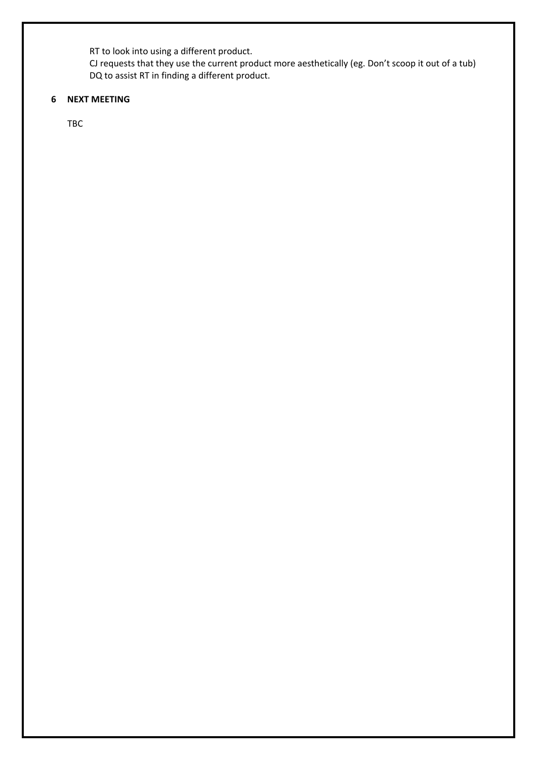RT to look into using a different product.
CJ requests that they use the current product more aesthetically (eg. Don't scoop it out of a tub)
DQ to assist RT in finding a different product.

## 6 NEXT MEETING

TBC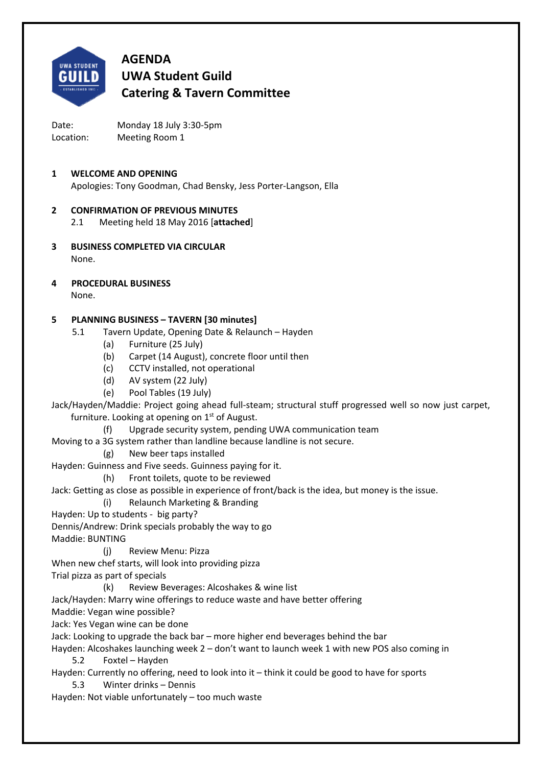# AGENDA
# UWA Student Guild
# Catering & Tavern Committee

Date: Monday 18 July 3:30-5pm
Location: Meeting Room 1

**1 WELCOME AND OPENING**

Apologies: Tony Goodman, Chad Bensky, Jess Porter-Langson, Ella

**2 CONFIRMATION OF PREVIOUS MINUTES**

2.1 Meeting held 18 May 2016 [**attached**]

**3 BUSINESS COMPLETED VIA CIRCULAR**

None.

**4 PROCEDURAL BUSINESS**

None.

**5 PLANNING BUSINESS – TAVERN [30 minutes]**

5.1 Tavern Update, Opening Date & Relaunch – Hayden

(a) Furniture (25 July)

(b) Carpet (14 August), concrete floor until then

(c) CCTV installed, not operational

(d) AV system (22 July)

(e) Pool Tables (19 July)

Jack/Hayden/Maddie: Project going ahead full-steam; structural stuff progressed well so now just carpet, furniture. Looking at opening on 1st of August.

(f) Upgrade security system, pending UWA communication team

Moving to a 3G system rather than landline because landline is not secure.

(g) New beer taps installed

Hayden: Guinness and Five seeds. Guinness paying for it.

(h) Front toilets, quote to be reviewed

Jack: Getting as close as possible in experience of front/back is the idea, but money is the issue.

(i) Relaunch Marketing & Branding

Hayden: Up to students - big party?

Dennis/Andrew: Drink specials probably the way to go

Maddie: BUNTING

(j) Review Menu: Pizza

When new chef starts, will look into providing pizza

Trial pizza as part of specials

(k) Review Beverages: Alcoshakes & wine list

Jack/Hayden: Marry wine offerings to reduce waste and have better offering

Maddie: Vegan wine possible?

Jack: Yes Vegan wine can be done

Jack: Looking to upgrade the back bar – more higher end beverages behind the bar

Hayden: Alcoshakes launching week 2 – don't want to launch week 1 with new POS also coming in

5.2 Foxtel – Hayden

Hayden: Currently no offering, need to look into it – think it could be good to have for sports

5.3 Winter drinks – Dennis

Hayden: Not viable unfortunately – too much waste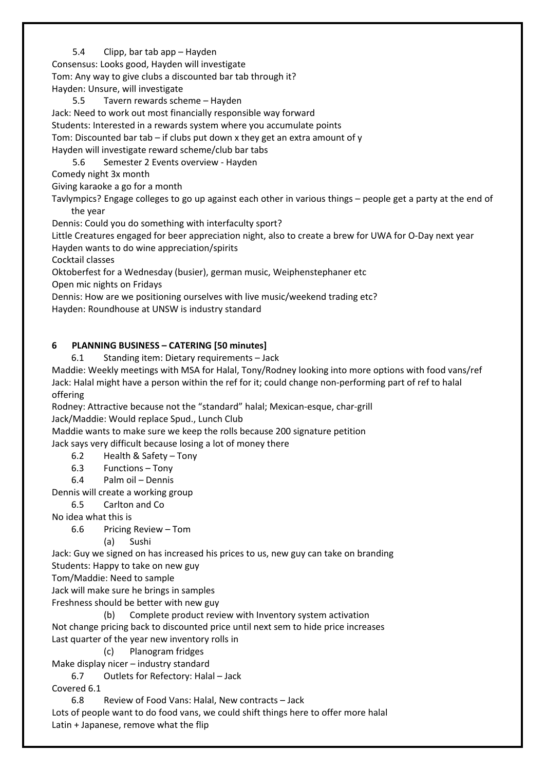5.4 Clipp, bar tab app – Hayden

Consensus: Looks good, Hayden will investigate

Tom: Any way to give clubs a discounted bar tab through it?

Hayden: Unsure, will investigate

5.5 Tavern rewards scheme – Hayden

Jack: Need to work out most financially responsible way forward

Students: Interested in a rewards system where you accumulate points

Tom: Discounted bar tab – if clubs put down x they get an extra amount of y

Hayden will investigate reward scheme/club bar tabs

5.6 Semester 2 Events overview - Hayden

Comedy night 3x month

Giving karaoke a go for a month

Tavlympics? Engage colleges to go up against each other in various things – people get a party at the end of the year

Dennis: Could you do something with interfaculty sport?

Little Creatures engaged for beer appreciation night, also to create a brew for UWA for O-Day next year

Hayden wants to do wine appreciation/spirits

Cocktail classes

Oktoberfest for a Wednesday (busier), german music, Weiphenstephaner etc

Open mic nights on Fridays

Dennis: How are we positioning ourselves with live music/weekend trading etc?

Hayden: Roundhouse at UNSW is industry standard

## 6 PLANNING BUSINESS – CATERING [50 minutes]

6.1 Standing item: Dietary requirements – Jack

Maddie: Weekly meetings with MSA for Halal, Tony/Rodney looking into more options with food vans/ref

Jack: Halal might have a person within the ref for it; could change non-performing part of ref to halal offering

Rodney: Attractive because not the "standard" halal; Mexican-esque, char-grill

Jack/Maddie: Would replace Spud., Lunch Club

Maddie wants to make sure we keep the rolls because 200 signature petition

Jack says very difficult because losing a lot of money there

6.2 Health & Safety – Tony

6.3 Functions – Tony

6.4 Palm oil – Dennis

Dennis will create a working group

6.5 Carlton and Co

No idea what this is

6.6 Pricing Review – Tom

(a) Sushi

Jack: Guy we signed on has increased his prices to us, new guy can take on branding

Students: Happy to take on new guy

Tom/Maddie: Need to sample

Jack will make sure he brings in samples

Freshness should be better with new guy

(b) Complete product review with Inventory system activation

Not change pricing back to discounted price until next sem to hide price increases

Last quarter of the year new inventory rolls in

(c) Planogram fridges

Make display nicer – industry standard

6.7 Outlets for Refectory: Halal – Jack

Covered 6.1

6.8 Review of Food Vans: Halal, New contracts – Jack

Lots of people want to do food vans, we could shift things here to offer more halal

Latin + Japanese, remove what the flip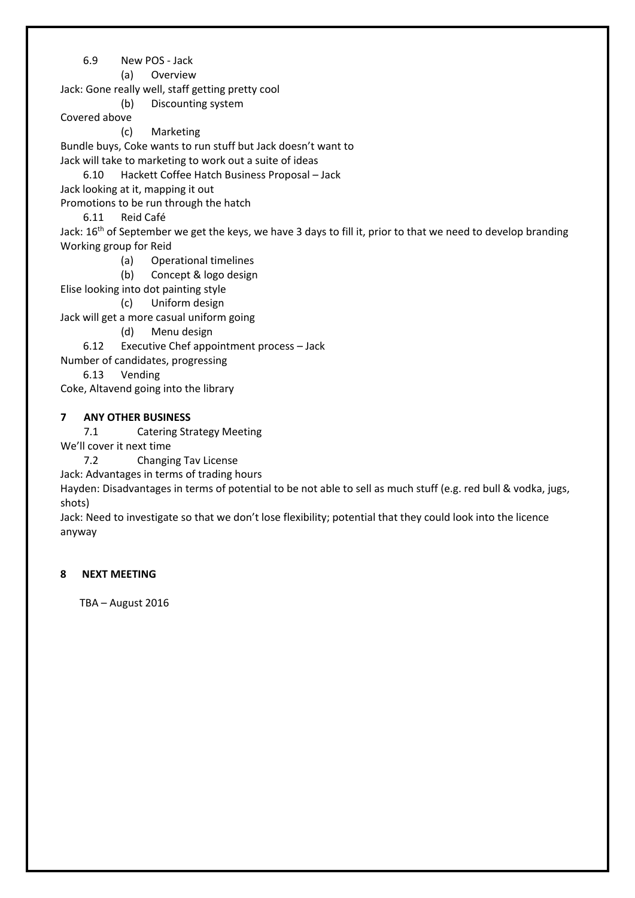6.9 New POS - Jack

(a) Overview

Jack: Gone really well, staff getting pretty cool

(b) Discounting system

Covered above

(c) Marketing

Bundle buys, Coke wants to run stuff but Jack doesn't want to
Jack will take to marketing to work out a suite of ideas

6.10 Hackett Coffee Hatch Business Proposal – Jack

Jack looking at it, mapping it out
Promotions to be run through the hatch

6.11 Reid Café

Jack: 16th of September we get the keys, we have 3 days to fill it, prior to that we need to develop branding
Working group for Reid

(a) Operational timelines

(b) Concept & logo design

Elise looking into dot painting style

(c) Uniform design

Jack will get a more casual uniform going

(d) Menu design

6.12 Executive Chef appointment process – Jack

Number of candidates, progressing

6.13 Vending

Coke, Altavend going into the library

## 7 ANY OTHER BUSINESS

7.1 Catering Strategy Meeting

We'll cover it next time

7.2 Changing Tav License

Jack: Advantages in terms of trading hours

Hayden: Disadvantages in terms of potential to be not able to sell as much stuff (e.g. red bull & vodka, jugs, shots)

Jack: Need to investigate so that we don't lose flexibility; potential that they could look into the licence anyway

## 8 NEXT MEETING

TBA – August 2016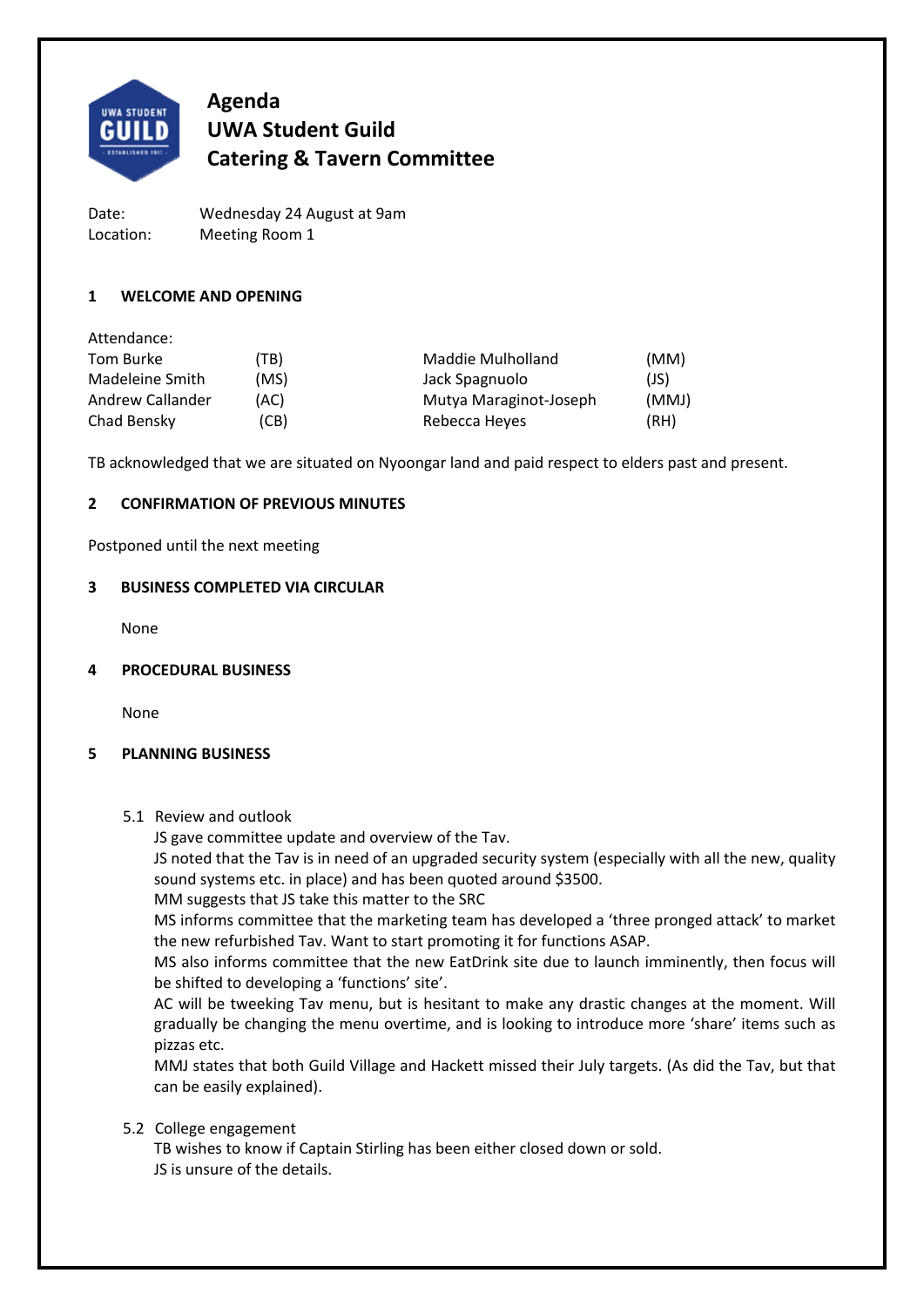# Agenda
# UWA Student Guild
# Catering & Tavern Committee

Date: Wednesday 24 August at 9am
Location: Meeting Room 1

## 1 WELCOME AND OPENING

Attendance:

| | | | |
|---|---|---|---|
| Tom Burke | (TB) | Maddie Mulholland | (MM) |
| Madeleine Smith | (MS) | Jack Spagnuolo | (JS) |
| Andrew Callander | (AC) | Mutya Maraginot-Joseph | (MMJ) |
| Chad Bensky | (CB) | Rebecca Heyes | (RH) |

TB acknowledged that we are situated on Nyoongar land and paid respect to elders past and present.

## 2 CONFIRMATION OF PREVIOUS MINUTES

Postponed until the next meeting

## 3 BUSINESS COMPLETED VIA CIRCULAR

None

## 4 PROCEDURAL BUSINESS

None

## 5 PLANNING BUSINESS

5.1 Review and outlook

JS gave committee update and overview of the Tav.

JS noted that the Tav is in need of an upgraded security system (especially with all the new, quality sound systems etc. in place) and has been quoted around $3500.

MM suggests that JS take this matter to the SRC

MS informs committee that the marketing team has developed a 'three pronged attack' to market the new refurbished Tav. Want to start promoting it for functions ASAP.

MS also informs committee that the new EatDrink site due to launch imminently, then focus will be shifted to developing a 'functions' site'.

AC will be tweeking Tav menu, but is hesitant to make any drastic changes at the moment. Will gradually be changing the menu overtime, and is looking to introduce more 'share' items such as pizzas etc.

MMJ states that both Guild Village and Hackett missed their July targets. (As did the Tav, but that can be easily explained).

5.2 College engagement

TB wishes to know if Captain Stirling has been either closed down or sold.

JS is unsure of the details.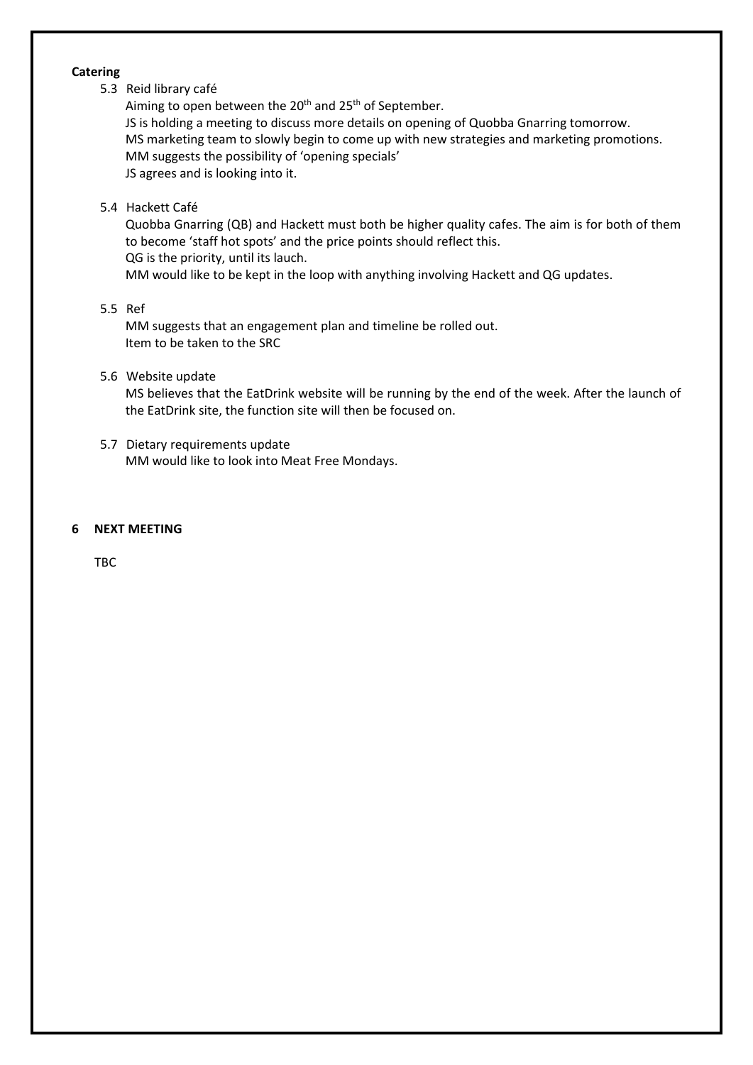**Catering**

5.3 Reid library café

Aiming to open between the 20th and 25th of September.
JS is holding a meeting to discuss more details on opening of Quobba Gnarring tomorrow.
MS marketing team to slowly begin to come up with new strategies and marketing promotions.
MM suggests the possibility of 'opening specials'
JS agrees and is looking into it.

5.4 Hackett Café

Quobba Gnarring (QB) and Hackett must both be higher quality cafes. The aim is for both of them to become 'staff hot spots' and the price points should reflect this.
QG is the priority, until its lauch.
MM would like to be kept in the loop with anything involving Hackett and QG updates.

5.5 Ref

MM suggests that an engagement plan and timeline be rolled out.
Item to be taken to the SRC

5.6 Website update

MS believes that the EatDrink website will be running by the end of the week. After the launch of the EatDrink site, the function site will then be focused on.

5.7 Dietary requirements update

MM would like to look into Meat Free Mondays.

## 6 NEXT MEETING

TBC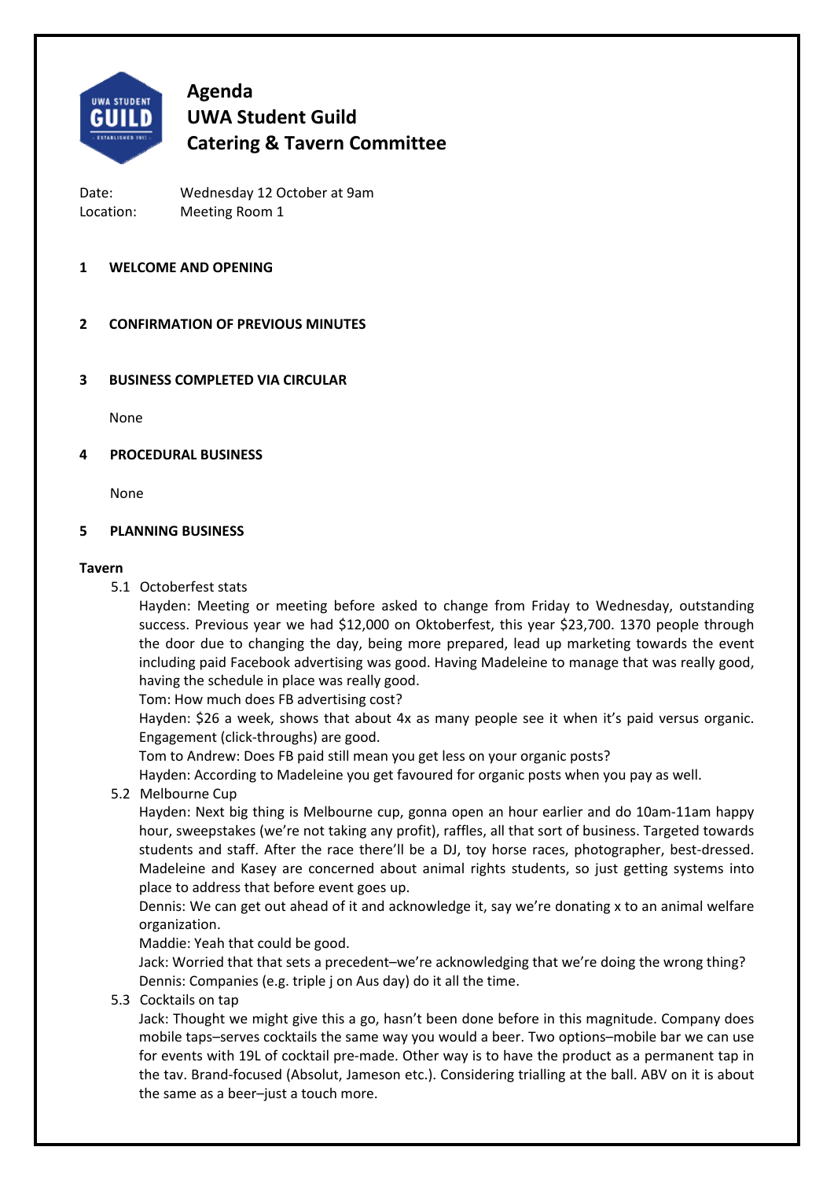# Agenda
# UWA Student Guild
# Catering & Tavern Committee

Date: Wednesday 12 October at 9am
Location: Meeting Room 1

## 1 WELCOME AND OPENING

## 2 CONFIRMATION OF PREVIOUS MINUTES

## 3 BUSINESS COMPLETED VIA CIRCULAR

None

## 4 PROCEDURAL BUSINESS

None

## 5 PLANNING BUSINESS

**Tavern**

5.1 Octoberfest stats

Hayden: Meeting or meeting before asked to change from Friday to Wednesday, outstanding success. Previous year we had $12,000 on Oktoberfest, this year $23,700. 1370 people through the door due to changing the day, being more prepared, lead up marketing towards the event including paid Facebook advertising was good. Having Madeleine to manage that was really good, having the schedule in place was really good.

Tom: How much does FB advertising cost?

Hayden: $26 a week, shows that about 4x as many people see it when it's paid versus organic. Engagement (click-throughs) are good.

Tom to Andrew: Does FB paid still mean you get less on your organic posts?

Hayden: According to Madeleine you get favoured for organic posts when you pay as well.

5.2 Melbourne Cup

Hayden: Next big thing is Melbourne cup, gonna open an hour earlier and do 10am-11am happy hour, sweepstakes (we're not taking any profit), raffles, all that sort of business. Targeted towards students and staff. After the race there'll be a DJ, toy horse races, photographer, best-dressed. Madeleine and Kasey are concerned about animal rights students, so just getting systems into place to address that before event goes up.

Dennis: We can get out ahead of it and acknowledge it, say we're donating x to an animal welfare organization.

Maddie: Yeah that could be good.

Jack: Worried that that sets a precedent–we're acknowledging that we're doing the wrong thing?

Dennis: Companies (e.g. triple j on Aus day) do it all the time.

5.3 Cocktails on tap

Jack: Thought we might give this a go, hasn't been done before in this magnitude. Company does mobile taps–serves cocktails the same way you would a beer. Two options–mobile bar we can use for events with 19L of cocktail pre-made. Other way is to have the product as a permanent tap in the tav. Brand-focused (Absolut, Jameson etc.). Considering trialling at the ball. ABV on it is about the same as a beer–just a touch more.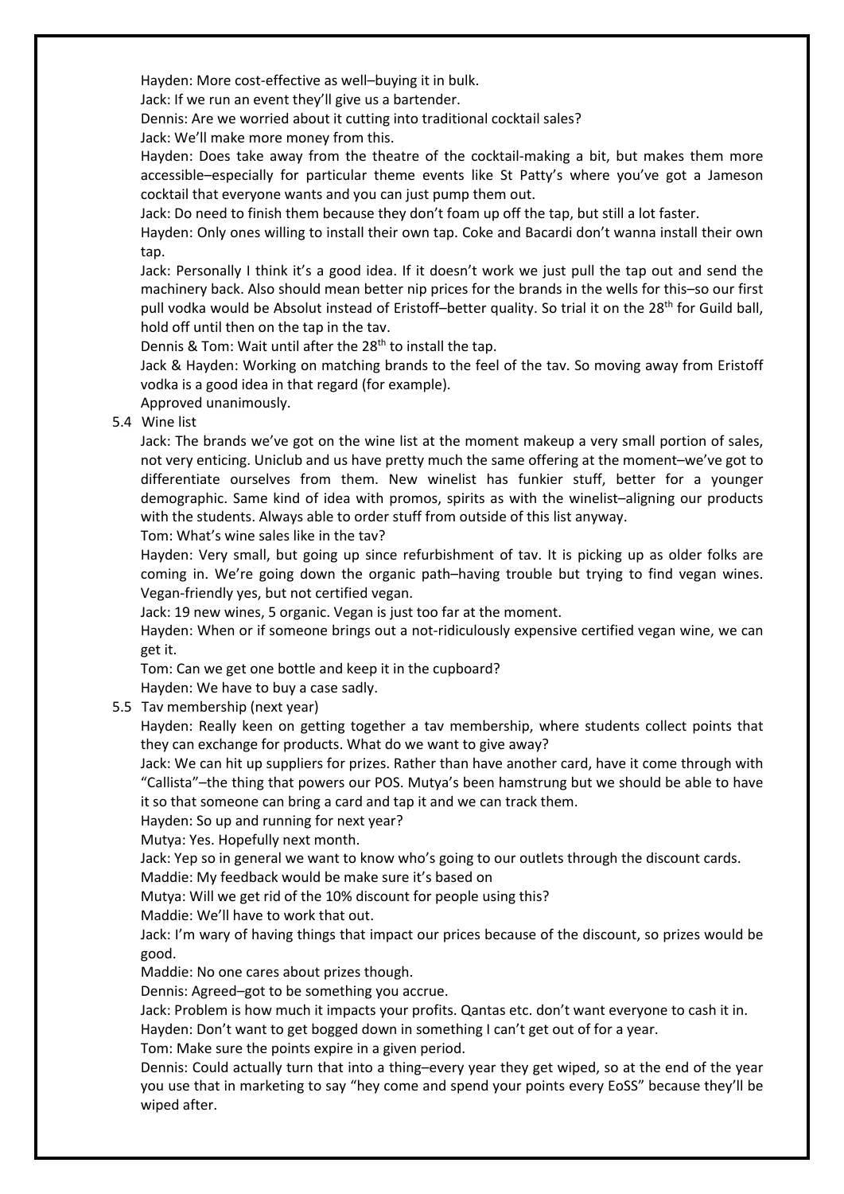Hayden: More cost-effective as well–buying it in bulk.

Jack: If we run an event they'll give us a bartender.

Dennis: Are we worried about it cutting into traditional cocktail sales?

Jack: We'll make more money from this.

Hayden: Does take away from the theatre of the cocktail-making a bit, but makes them more accessible–especially for particular theme events like St Patty's where you've got a Jameson cocktail that everyone wants and you can just pump them out.

Jack: Do need to finish them because they don't foam up off the tap, but still a lot faster.

Hayden: Only ones willing to install their own tap. Coke and Bacardi don't wanna install their own tap.

Jack: Personally I think it's a good idea. If it doesn't work we just pull the tap out and send the machinery back. Also should mean better nip prices for the brands in the wells for this–so our first pull vodka would be Absolut instead of Eristoff–better quality. So trial it on the 28th for Guild ball, hold off until then on the tap in the tav.

Dennis & Tom: Wait until after the 28th to install the tap.

Jack & Hayden: Working on matching brands to the feel of the tav. So moving away from Eristoff vodka is a good idea in that regard (for example).

Approved unanimously.

5.4 Wine list

Jack: The brands we've got on the wine list at the moment makeup a very small portion of sales, not very enticing. Uniclub and us have pretty much the same offering at the moment–we've got to differentiate ourselves from them. New winelist has funkier stuff, better for a younger demographic. Same kind of idea with promos, spirits as with the winelist–aligning our products with the students. Always able to order stuff from outside of this list anyway.

Tom: What's wine sales like in the tav?

Hayden: Very small, but going up since refurbishment of tav. It is picking up as older folks are coming in. We're going down the organic path–having trouble but trying to find vegan wines. Vegan-friendly yes, but not certified vegan.

Jack: 19 new wines, 5 organic. Vegan is just too far at the moment.

Hayden: When or if someone brings out a not-ridiculously expensive certified vegan wine, we can get it.

Tom: Can we get one bottle and keep it in the cupboard?

Hayden: We have to buy a case sadly.

5.5 Tav membership (next year)

Hayden: Really keen on getting together a tav membership, where students collect points that they can exchange for products. What do we want to give away?

Jack: We can hit up suppliers for prizes. Rather than have another card, have it come through with "Callista"–the thing that powers our POS. Mutya's been hamstrung but we should be able to have it so that someone can bring a card and tap it and we can track them.

Hayden: So up and running for next year?

Mutya: Yes. Hopefully next month.

Jack: Yep so in general we want to know who's going to our outlets through the discount cards.

Maddie: My feedback would be make sure it's based on

Mutya: Will we get rid of the 10% discount for people using this?

Maddie: We'll have to work that out.

Jack: I'm wary of having things that impact our prices because of the discount, so prizes would be good.

Maddie: No one cares about prizes though.

Dennis: Agreed–got to be something you accrue.

Jack: Problem is how much it impacts your profits. Qantas etc. don't want everyone to cash it in.

Hayden: Don't want to get bogged down in something I can't get out of for a year.

Tom: Make sure the points expire in a given period.

Dennis: Could actually turn that into a thing–every year they get wiped, so at the end of the year you use that in marketing to say "hey come and spend your points every EoSS" because they'll be wiped after.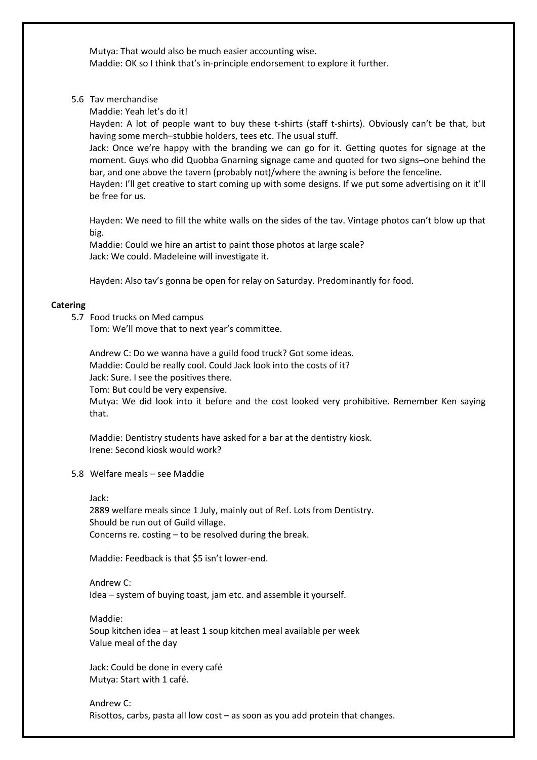Mutya: That would also be much easier accounting wise.
Maddie: OK so I think that's in-principle endorsement to explore it further.

5.6 Tav merchandise

Maddie: Yeah let's do it!

Hayden: A lot of people want to buy these t-shirts (staff t-shirts). Obviously can't be that, but having some merch–stubbie holders, tees etc. The usual stuff.

Jack: Once we're happy with the branding we can go for it. Getting quotes for signage at the moment. Guys who did Quobba Gnarning signage came and quoted for two signs–one behind the bar, and one above the tavern (probably not)/where the awning is before the fenceline.

Hayden: I'll get creative to start coming up with some designs. If we put some advertising on it it'll be free for us.

Hayden: We need to fill the white walls on the sides of the tav. Vintage photos can't blow up that big.

Maddie: Could we hire an artist to paint those photos at large scale?

Jack: We could. Madeleine will investigate it.

Hayden: Also tav's gonna be open for relay on Saturday. Predominantly for food.

**Catering**

5.7 Food trucks on Med campus

Tom: We'll move that to next year's committee.

Andrew C: Do we wanna have a guild food truck? Got some ideas.

Maddie: Could be really cool. Could Jack look into the costs of it?

Jack: Sure. I see the positives there.

Tom: But could be very expensive.

Mutya: We did look into it before and the cost looked very prohibitive. Remember Ken saying that.

Maddie: Dentistry students have asked for a bar at the dentistry kiosk.

Irene: Second kiosk would work?

5.8 Welfare meals – see Maddie

Jack:
2889 welfare meals since 1 July, mainly out of Ref. Lots from Dentistry.
Should be run out of Guild village.
Concerns re. costing – to be resolved during the break.

Maddie: Feedback is that $5 isn't lower-end.

Andrew C:
Idea – system of buying toast, jam etc. and assemble it yourself.

Maddie:
Soup kitchen idea – at least 1 soup kitchen meal available per week
Value meal of the day

Jack: Could be done in every café

Mutya: Start with 1 café.

Andrew C:
Risottos, carbs, pasta all low cost – as soon as you add protein that changes.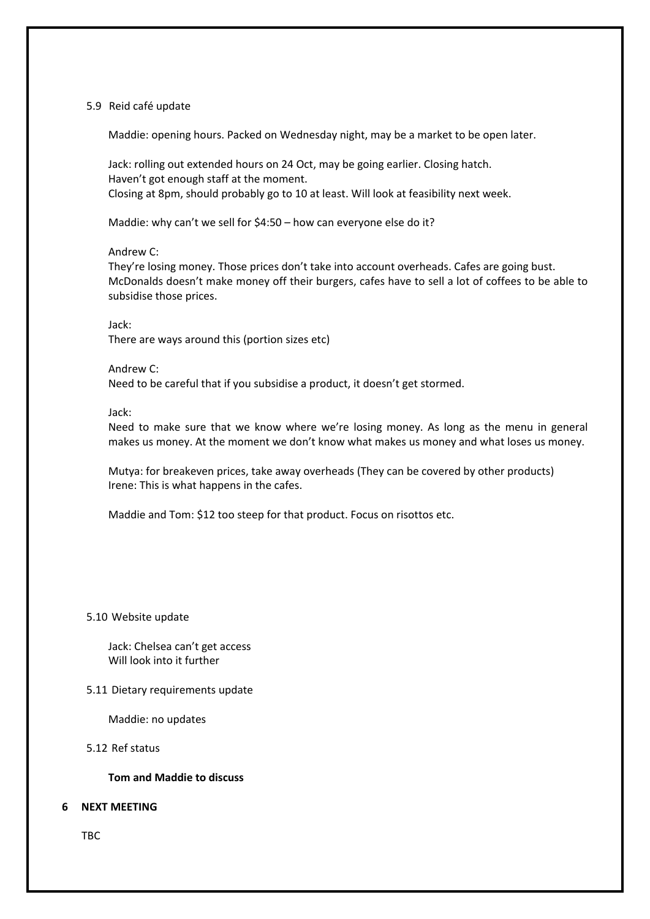5.9 Reid café update

Maddie: opening hours. Packed on Wednesday night, may be a market to be open later.

Jack: rolling out extended hours on 24 Oct, may be going earlier. Closing hatch.
Haven't got enough staff at the moment.
Closing at 8pm, should probably go to 10 at least. Will look at feasibility next week.

Maddie: why can't we sell for $4:50 – how can everyone else do it?

Andrew C:
They're losing money. Those prices don't take into account overheads. Cafes are going bust. McDonalds doesn't make money off their burgers, cafes have to sell a lot of coffees to be able to subsidise those prices.

Jack:
There are ways around this (portion sizes etc)

Andrew C:
Need to be careful that if you subsidise a product, it doesn't get stormed.

Jack:
Need to make sure that we know where we're losing money. As long as the menu in general makes us money. At the moment we don't know what makes us money and what loses us money.

Mutya: for breakeven prices, take away overheads (They can be covered by other products)
Irene: This is what happens in the cafes.

Maddie and Tom: $12 too steep for that product. Focus on risottos etc.

5.10 Website update

Jack: Chelsea can't get access
Will look into it further

5.11 Dietary requirements update

Maddie: no updates

5.12 Ref status

**Tom and Maddie to discuss**

## 6 NEXT MEETING

TBC